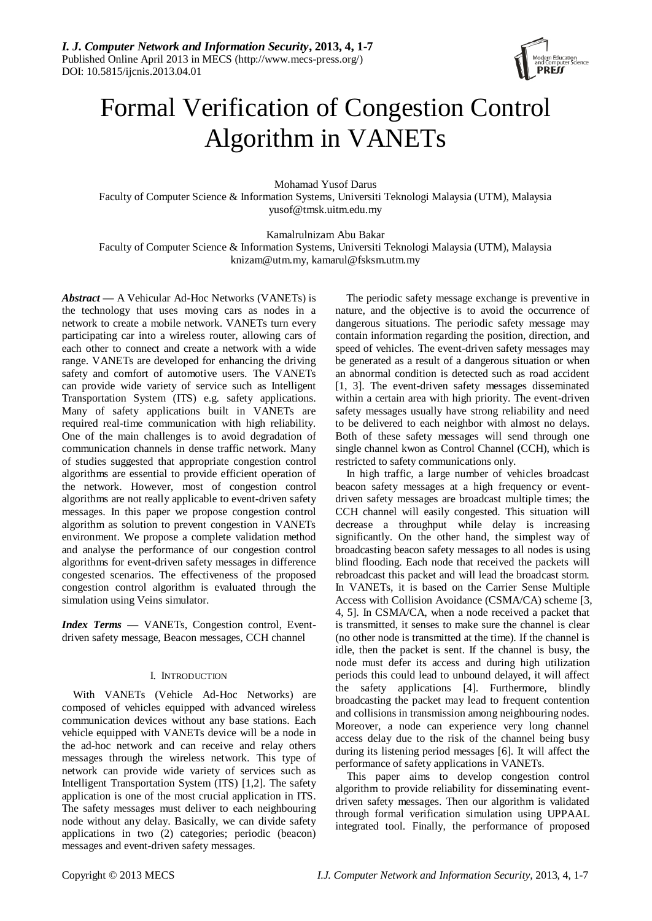# Formal Verification of Congestion Control Algorithm in VANETs

Mohamad Yusof Darus
Faculty of Computer Science & Information Systems, Universiti Teknologi Malaysia (UTM), Malaysia
yusof@tmsk.uitm.edu.my

Kamalrulnizam Abu Bakar
Faculty of Computer Science & Information Systems, Universiti Teknologi Malaysia (UTM), Malaysia
knizam@utm.my, kamarul@fsksm.utm.my

***Abstract*** — A Vehicular Ad-Hoc Networks (VANETs) is the technology that uses moving cars as nodes in a network to create a mobile network. VANETs turn every participating car into a wireless router, allowing cars of each other to connect and create a network with a wide range. VANETs are developed for enhancing the driving safety and comfort of automotive users. The VANETs can provide wide variety of service such as Intelligent Transportation System (ITS) e.g. safety applications. Many of safety applications built in VANETs are required real-time communication with high reliability. One of the main challenges is to avoid degradation of communication channels in dense traffic network. Many of studies suggested that appropriate congestion control algorithms are essential to provide efficient operation of the network. However, most of congestion control algorithms are not really applicable to event-driven safety messages. In this paper we propose congestion control algorithm as solution to prevent congestion in VANETs environment. We propose a complete validation method and analyse the performance of our congestion control algorithms for event-driven safety messages in difference congested scenarios. The effectiveness of the proposed congestion control algorithm is evaluated through the simulation using Veins simulator.

***Index Terms*** — VANETs, Congestion control, Event-driven safety message, Beacon messages, CCH channel

## I. Introduction

With VANETs (Vehicle Ad-Hoc Networks) are composed of vehicles equipped with advanced wireless communication devices without any base stations. Each vehicle equipped with VANETs device will be a node in the ad-hoc network and can receive and relay others messages through the wireless network. This type of network can provide wide variety of services such as Intelligent Transportation System (ITS) [1,2]. The safety application is one of the most crucial application in ITS. The safety messages must deliver to each neighbouring node without any delay. Basically, we can divide safety applications in two (2) categories; periodic (beacon) messages and event-driven safety messages.

The periodic safety message exchange is preventive in nature, and the objective is to avoid the occurrence of dangerous situations. The periodic safety message may contain information regarding the position, direction, and speed of vehicles. The event-driven safety messages may be generated as a result of a dangerous situation or when an abnormal condition is detected such as road accident [1, 3]. The event-driven safety messages disseminated within a certain area with high priority. The event-driven safety messages usually have strong reliability and need to be delivered to each neighbor with almost no delays. Both of these safety messages will send through one single channel kwon as Control Channel (CCH), which is restricted to safety communications only.

In high traffic, a large number of vehicles broadcast beacon safety messages at a high frequency or event-driven safety messages are broadcast multiple times; the CCH channel will easily congested. This situation will decrease a throughput while delay is increasing significantly. On the other hand, the simplest way of broadcasting beacon safety messages to all nodes is using blind flooding. Each node that received the packets will rebroadcast this packet and will lead the broadcast storm. In VANETs, it is based on the Carrier Sense Multiple Access with Collision Avoidance (CSMA/CA) scheme [3, 4, 5]. In CSMA/CA, when a node received a packet that is transmitted, it senses to make sure the channel is clear (no other node is transmitted at the time). If the channel is idle, then the packet is sent. If the channel is busy, the node must defer its access and during high utilization periods this could lead to unbound delayed, it will affect the safety applications [4]. Furthermore, blindly broadcasting the packet may lead to frequent contention and collisions in transmission among neighbouring nodes. Moreover, a node can experience very long channel access delay due to the risk of the channel being busy during its listening period messages [6]. It will affect the performance of safety applications in VANETs.

This paper aims to develop congestion control algorithm to provide reliability for disseminating event-driven safety messages. Then our algorithm is validated through formal verification simulation using UPPAAL integrated tool. Finally, the performance of proposed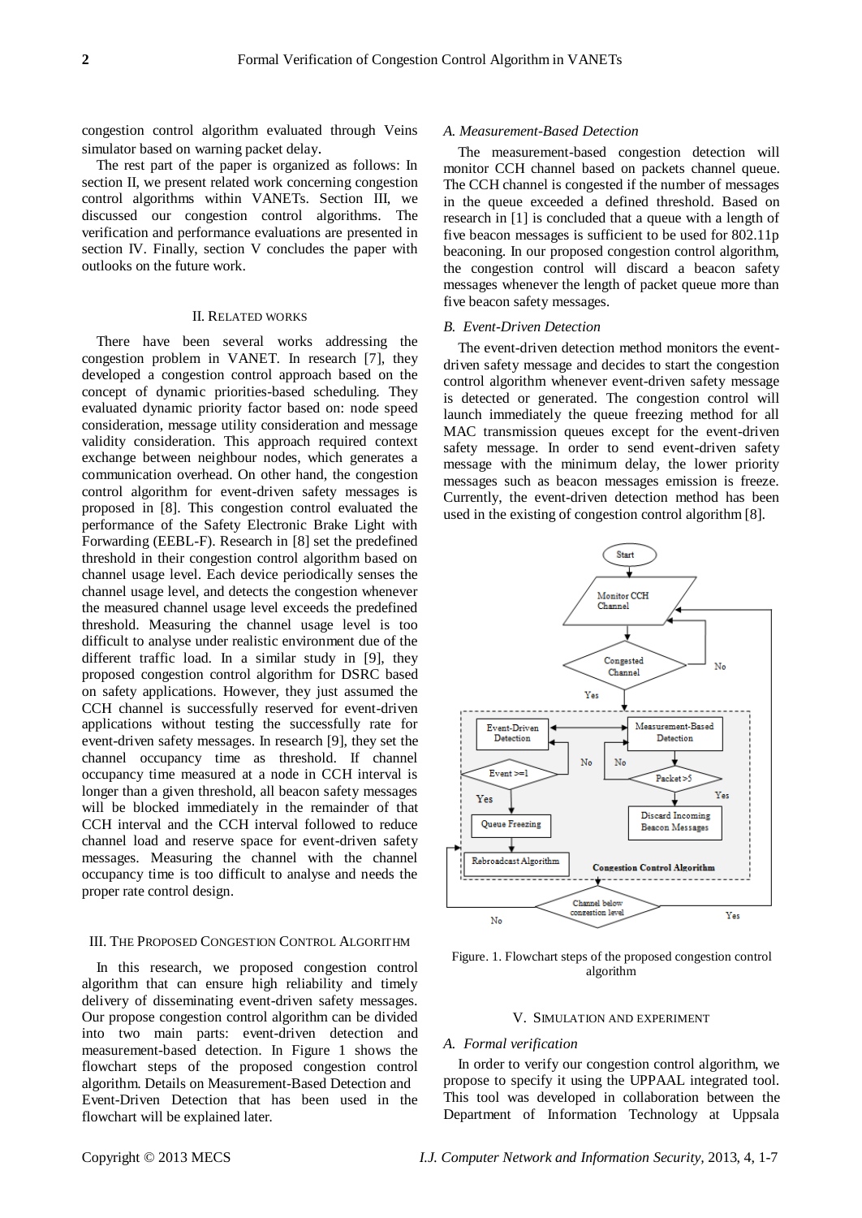congestion control algorithm evaluated through Veins simulator based on warning packet delay.

The rest part of the paper is organized as follows: In section II, we present related work concerning congestion control algorithms within VANETs. Section III, we discussed our congestion control algorithms. The verification and performance evaluations are presented in section IV. Finally, section V concludes the paper with outlooks on the future work.

## II. Related Works

There have been several works addressing the congestion problem in VANET. In research [7], they developed a congestion control approach based on the concept of dynamic priorities-based scheduling. They evaluated dynamic priority factor based on: node speed consideration, message utility consideration and message validity consideration. This approach required context exchange between neighbour nodes, which generates a communication overhead. On other hand, the congestion control algorithm for event-driven safety messages is proposed in [8]. This congestion control evaluated the performance of the Safety Electronic Brake Light with Forwarding (EEBL-F). Research in [8] set the predefined threshold in their congestion control algorithm based on channel usage level. Each device periodically senses the channel usage level, and detects the congestion whenever the measured channel usage level exceeds the predefined threshold. Measuring the channel usage level is too difficult to analyse under realistic environment due of the different traffic load. In a similar study in [9], they proposed congestion control algorithm for DSRC based on safety applications. However, they just assumed the CCH channel is successfully reserved for event-driven applications without testing the successfully rate for event-driven safety messages. In research [9], they set the channel occupancy time as threshold. If channel occupancy time measured at a node in CCH interval is longer than a given threshold, all beacon safety messages will be blocked immediately in the remainder of that CCH interval and the CCH interval followed to reduce channel load and reserve space for event-driven safety messages. Measuring the channel with the channel occupancy time is too difficult to analyse and needs the proper rate control design.

## III. The Proposed Congestion Control Algorithm

In this research, we proposed congestion control algorithm that can ensure high reliability and timely delivery of disseminating event-driven safety messages. Our propose congestion control algorithm can be divided into two main parts: event-driven detection and measurement-based detection. In Figure 1 shows the flowchart steps of the proposed congestion control algorithm. Details on Measurement-Based Detection and Event-Driven Detection that has been used in the flowchart will be explained later.

### *A. Measurement-Based Detection*

The measurement-based congestion detection will monitor CCH channel based on packets channel queue. The CCH channel is congested if the number of messages in the queue exceeded a defined threshold. Based on research in [1] is concluded that a queue with a length of five beacon messages is sufficient to be used for 802.11p beaconing. In our proposed congestion control algorithm, the congestion control will discard a beacon safety messages whenever the length of packet queue more than five beacon safety messages.

### *B. Event-Driven Detection*

The event-driven detection method monitors the event-driven safety message and decides to start the congestion control algorithm whenever event-driven safety message is detected or generated. The congestion control will launch immediately the queue freezing method for all MAC transmission queues except for the event-driven safety message. In order to send event-driven safety message with the minimum delay, the lower priority messages such as beacon messages emission is freeze. Currently, the event-driven detection method has been used in the existing of congestion control algorithm [8].

Figure. 1. Flowchart steps of the proposed congestion control algorithm

## V. Simulation and Experiment

### *A. Formal verification*

In order to verify our congestion control algorithm, we propose to specify it using the UPPAAL integrated tool. This tool was developed in collaboration between the Department of Information Technology at Uppsala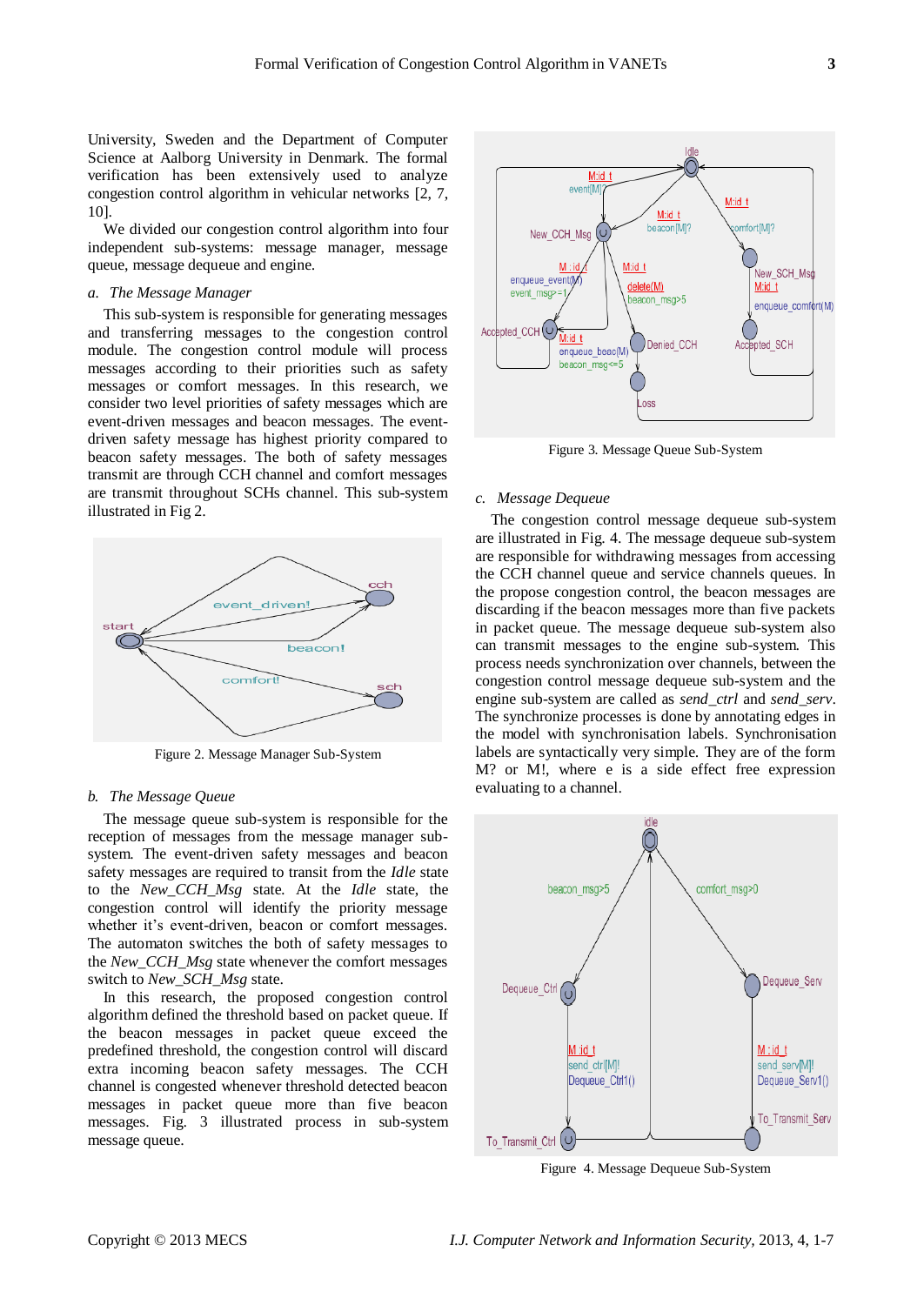University, Sweden and the Department of Computer Science at Aalborg University in Denmark. The formal verification has been extensively used to analyze congestion control algorithm in vehicular networks [2, 7, 10].

We divided our congestion control algorithm into four independent sub-systems: message manager, message queue, message dequeue and engine.

### *a. The Message Manager*

This sub-system is responsible for generating messages and transferring messages to the congestion control module. The congestion control module will process messages according to their priorities such as safety messages or comfort messages. In this research, we consider two level priorities of safety messages which are event-driven messages and beacon messages. The event-driven safety message has highest priority compared to beacon safety messages. The both of safety messages transmit are through CCH channel and comfort messages are transmit throughout SCHs channel. This sub-system illustrated in Fig 2.

Figure 2. Message Manager Sub-System

### *b. The Message Queue*

The message queue sub-system is responsible for the reception of messages from the message manager sub-system. The event-driven safety messages and beacon safety messages are required to transit from the *Idle* state to the *New_CCH_Msg* state. At the *Idle* state, the congestion control will identify the priority message whether it's event-driven, beacon or comfort messages. The automaton switches the both of safety messages to the *New_CCH_Msg* state whenever the comfort messages switch to *New_SCH_Msg* state.

In this research, the proposed congestion control algorithm defined the threshold based on packet queue. If the beacon messages in packet queue exceed the predefined threshold, the congestion control will discard extra incoming beacon safety messages. The CCH channel is congested whenever threshold detected beacon messages in packet queue more than five beacon messages. Fig. 3 illustrated process in sub-system message queue.

Figure 3. Message Queue Sub-System

### *c. Message Dequeue*

The congestion control message dequeue sub-system are illustrated in Fig. 4. The message dequeue sub-system are responsible for withdrawing messages from accessing the CCH channel queue and service channels queues. In the propose congestion control, the beacon messages are discarding if the beacon messages more than five packets in packet queue. The message dequeue sub-system also can transmit messages to the engine sub-system. This process needs synchronization over channels, between the congestion control message dequeue sub-system and the engine sub-system are called as *send_ctrl* and *send_serv*. The synchronize processes is done by annotating edges in the model with synchronization labels. Synchronization labels are syntactically very simple. They are of the form M? or M!, where e is a side effect free expression evaluating to a channel.

Figure 4. Message Dequeue Sub-System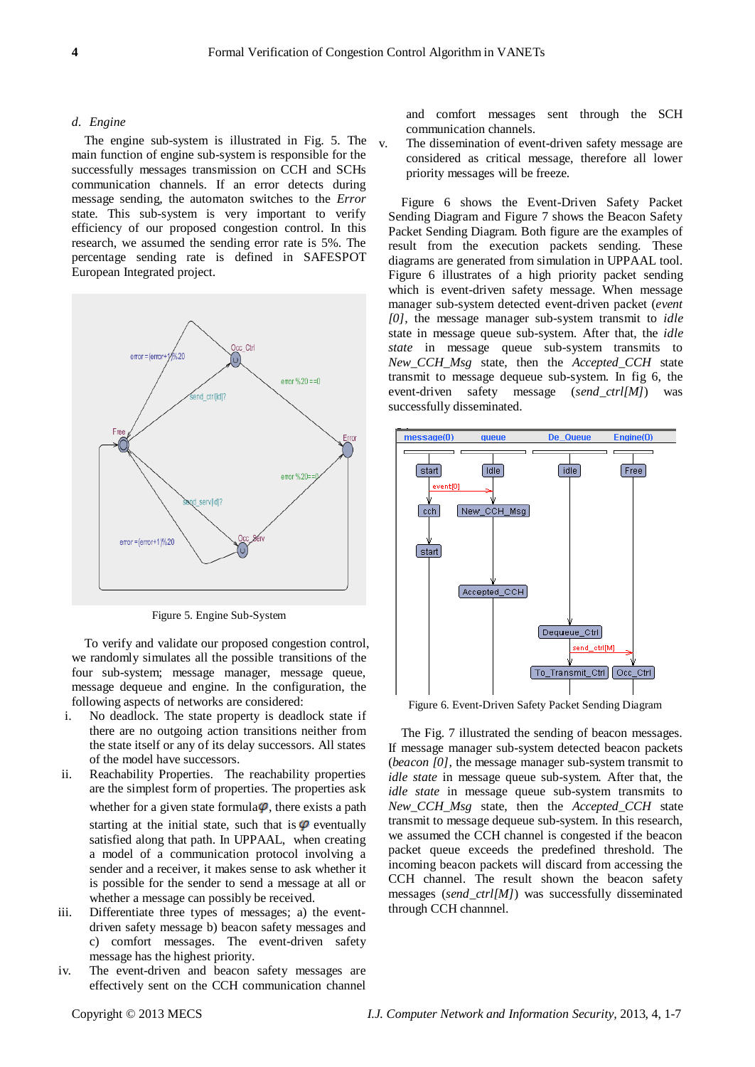### d. Engine

The engine sub-system is illustrated in Fig. 5. The main function of engine sub-system is responsible for the successfully messages transmission on CCH and SCHs communication channels. If an error detects during message sending, the automaton switches to the *Error* state. This sub-system is very important to verify efficiency of our proposed congestion control. In this research, we assumed the sending error rate is 5%. The percentage sending rate is defined in SAFESPOT European Integrated project.

Figure 5. Engine Sub-System

To verify and validate our proposed congestion control, we randomly simulates all the possible transitions of the four sub-system; message manager, message queue, message dequeue and engine. In the configuration, the following aspects of networks are considered:

i. No deadlock. The state property is deadlock state if there are no outgoing action transitions neither from the state itself or any of its delay successors. All states of the model have successors.
ii. Reachability Properties. The reachability properties are the simplest form of properties. The properties ask whether for a given state formula $\varphi$, there exists a path starting at the initial state, such that is $\varphi$ eventually satisfied along that path. In UPPAAL, when creating a model of a communication protocol involving a sender and a receiver, it makes sense to ask whether it is possible for the sender to send a message at all or whether a message can possibly be received.
iii. Differentiate three types of messages; a) the event-driven safety message b) beacon safety messages and c) comfort messages. The event-driven safety message has the highest priority.
iv. The event-driven and beacon safety messages are effectively sent on the CCH communication channel and comfort messages sent through the SCH communication channels.
v. The dissemination of event-driven safety message are considered as critical message, therefore all lower priority messages will be freeze.

Figure 6 shows the Event-Driven Safety Packet Sending Diagram and Figure 7 shows the Beacon Safety Packet Sending Diagram. Both figure are the examples of result from the execution packets sending. These diagrams are generated from simulation in UPPAAL tool. Figure 6 illustrates of a high priority packet sending which is event-driven safety message. When message manager sub-system detected event-driven packet (*event [0]*, the message manager sub-system transmit to *idle* state in message queue sub-system. After that, the *idle state* in message queue sub-system transmits to *New_CCH_Msg* state, then the *Accepted_CCH* state transmit to message dequeue sub-system. In fig 6, the event-driven safety message (*send_ctrl[M]*) was successfully disseminated.

Figure 6. Event-Driven Safety Packet Sending Diagram

The Fig. 7 illustrated the sending of beacon messages. If message manager sub-system detected beacon packets (*beacon [0]*, the message manager sub-system transmit to *idle state* in message queue sub-system. After that, the *idle state* in message queue sub-system transmits to *New_CCH_Msg* state, then the *Accepted_CCH* state transmit to message dequeue sub-system. In this research, we assumed the CCH channel is congested if the beacon packet queue exceeds the predefined threshold. The incoming beacon packets will discard from accessing the CCH channel. The result shown the beacon safety messages (*send_ctrl[M]*) was successfully disseminated through CCH channnel.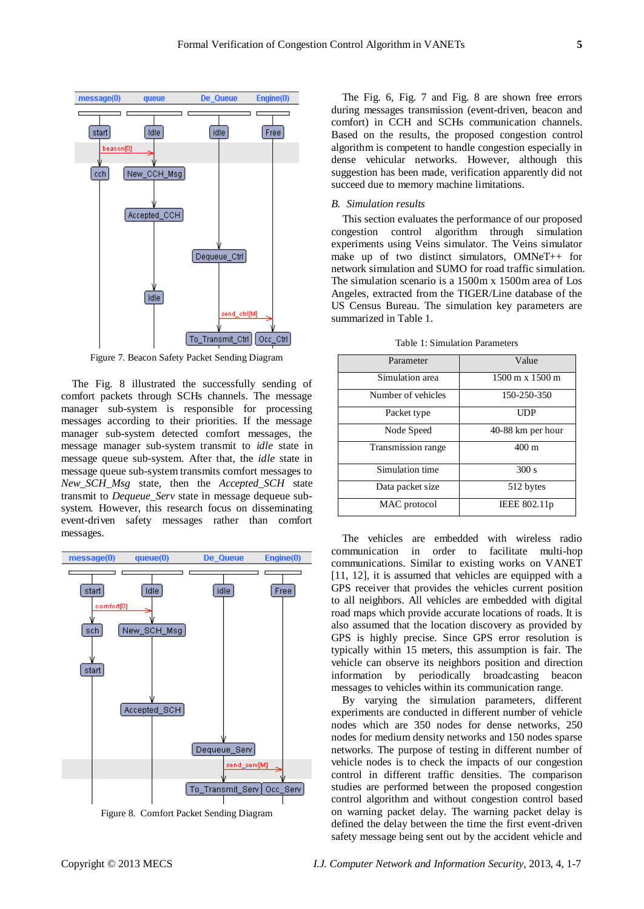Figure 7. Beacon Safety Packet Sending Diagram

The Fig. 8 illustrated the successfully sending of comfort packets through SCHs channels. The message manager sub-system is responsible for processing messages according to their priorities. If the message manager sub-system detected comfort messages, the message manager sub-system transmit to *idle* state in message queue sub-system. After that, the *idle* state in message queue sub-system transmits comfort messages to *New_SCH_Msg* state, then the *Accepted_SCH* state transmit to *Dequeue_Serv* state in message dequeue sub-system. However, this research focus on disseminating event-driven safety messages rather than comfort messages.

Figure 8. Comfort Packet Sending Diagram

The Fig. 6, Fig. 7 and Fig. 8 are shown free errors during messages transmission (event-driven, beacon and comfort) in CCH and SCHs communication channels. Based on the results, the proposed congestion control algorithm is competent to handle congestion especially in dense vehicular networks. However, although this suggestion has been made, verification apparently did not succeed due to memory machine limitations.

## *B. Simulation results*

This section evaluates the performance of our proposed congestion control algorithm through simulation experiments using Veins simulator. The Veins simulator make up of two distinct simulators, OMNeT++ for network simulation and SUMO for road traffic simulation. The simulation scenario is a 1500m x 1500m area of Los Angeles, extracted from the TIGER/Line database of the US Census Bureau. The simulation key parameters are summarized in Table 1.

Table 1: Simulation Parameters

| Parameter | Value |
|---|---|
| Simulation area | 1500 m x 1500 m |
| Number of vehicles | 150-250-350 |
| Packet type | UDP |
| Node Speed | 40-88 km per hour |
| Transmission range | 400 m |
| Simulation time | 300 s |
| Data packet size | 512 bytes |
| MAC protocol | IEEE 802.11p |

The vehicles are embedded with wireless radio communication in order to facilitate multi-hop communications. Similar to existing works on VANET [11, 12], it is assumed that vehicles are equipped with a GPS receiver that provides the vehicles current position to all neighbors. All vehicles are embedded with digital road maps which provide accurate locations of roads. It is also assumed that the location discovery as provided by GPS is highly precise. Since GPS error resolution is typically within 15 meters, this assumption is fair. The vehicle can observe its neighbors position and direction information by periodically broadcasting beacon messages to vehicles within its communication range.

By varying the simulation parameters, different experiments are conducted in different number of vehicle nodes which are 350 nodes for dense networks, 250 nodes for medium density networks and 150 nodes sparse networks. The purpose of testing in different number of vehicle nodes is to check the impacts of our congestion control in different traffic densities. The comparison studies are performed between the proposed congestion control algorithm and without congestion control based on warning packet delay. The warning packet delay is defined the delay between the time the first event-driven safety message being sent out by the accident vehicle and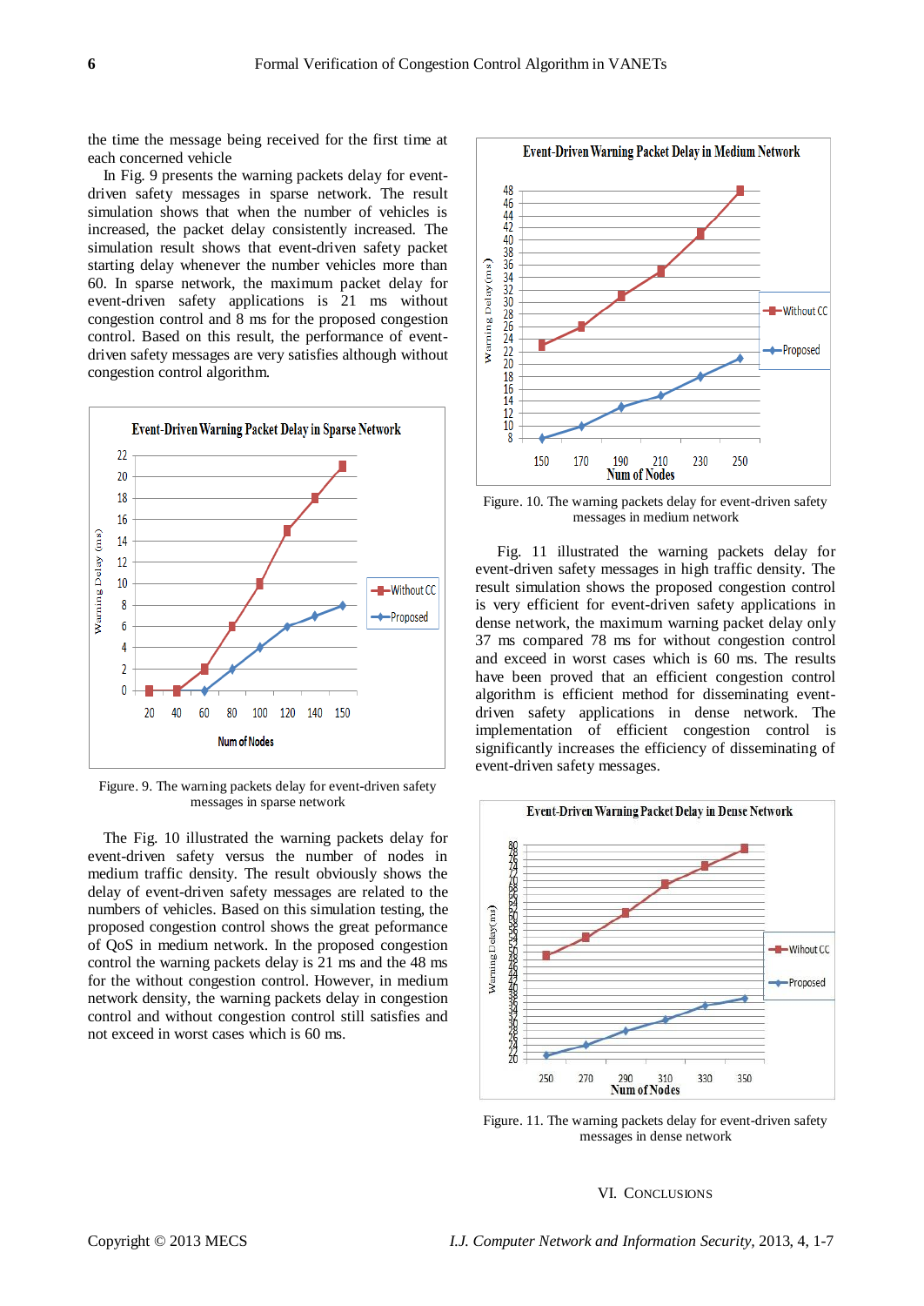the time the message being received for the first time at each concerned vehicle

In Fig. 9 presents the warning packets delay for event-driven safety messages in sparse network. The result simulation shows that when the number of vehicles is increased, the packet delay consistently increased. The simulation result shows event-driven safety packet starting delay whenever the number vehicles more than 60. In sparse network, the maximum packet delay for event-driven safety applications is 21 ms without congestion control and 8 ms for the proposed congestion control. Based on this result, the performance of event-driven safety messages are very satisfies although without congestion control algorithm.

Figure. 9. The warning packets delay for event-driven safety messages in sparse network

The Fig. 10 illustrated the warning packets delay for event-driven safety versus the number of nodes in medium traffic density. The result obviously shows the delay of event-driven safety messages are related to the numbers of vehicles. Based on this simulation testing, the proposed congestion control shows the great performance of QoS in medium network. In the proposed congestion control the warning packets delay is 21 ms and the 48 ms for the without congestion control. However, in medium network density, the warning packets delay in congestion control and without congestion control still satisfies and not exceed in worst cases which is 60 ms.

Figure. 10. The warning packets delay for event-driven safety messages in medium network

Fig. 11 illustrated the warning packets delay for event-driven safety messages in high traffic density. The result simulation shows the proposed congestion control is very efficient for event-driven safety applications in dense network, the maximum warning packet delay only 37 ms compared 78 ms for without congestion control and exceed in worst cases which is 60 ms. The results have been proved that an efficient congestion control algorithm is efficient method for disseminating event-driven safety applications in dense network. The implementation of efficient congestion control is significantly increases the efficiency of disseminating of event-driven safety messages.

Figure. 11. The warning packets delay for event-driven safety messages in dense network

## VI. Conclusions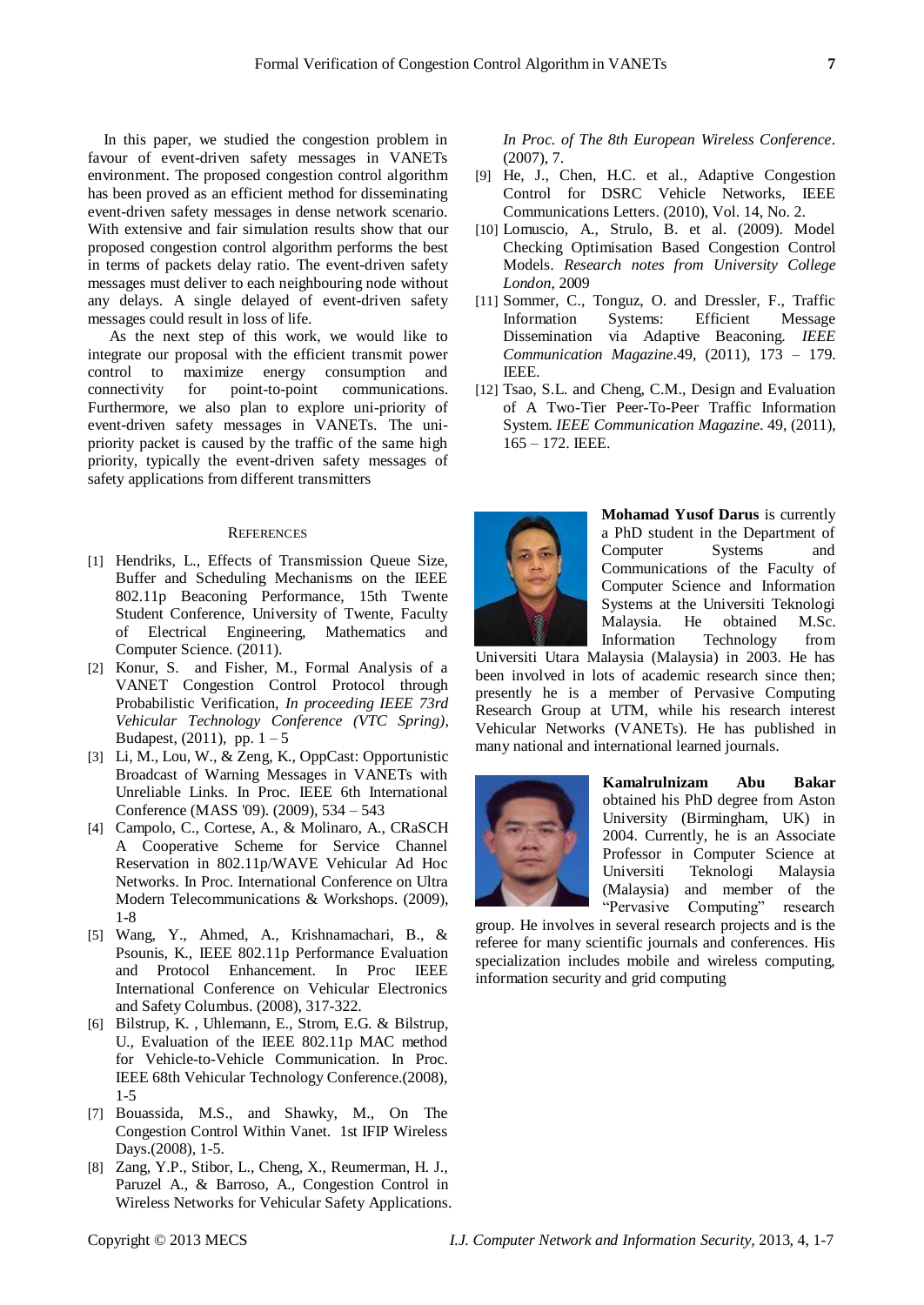In this paper, we studied the congestion problem in favour of event-driven safety messages in VANETs environment. The proposed congestion control algorithm has been proved as an efficient method for disseminating event-driven safety messages in dense network scenario. With extensive and fair simulation results show that our proposed congestion control algorithm performs the best in terms of packets delay ratio. The event-driven safety messages must deliver to each neighbouring node without any delays. A single delayed of event-driven safety messages could result in loss of life.

As the next step of this work, we would like to integrate our proposal with the efficient transmit power control to maximize energy consumption and connectivity for point-to-point communications. Furthermore, we also plan to explore uni-priority of event-driven safety messages in VANETs. The uni-priority packet is caused by the traffic of the same high priority, typically the event-driven safety messages of safety applications from different transmitters

## REFERENCES

[1] Hendriks, L., Effects of Transmission Queue Size, Buffer and Scheduling Mechanisms on the IEEE 802.11p Beaconing Performance, 15th Twente Student Conference, University of Twente, Faculty of Electrical Engineering, Mathematics and Computer Science. (2011).

[2] Konur, S. and Fisher, M., Formal Analysis of a VANET Congestion Control Protocol through Probabilistic Verification, *In proceeding IEEE 73rd Vehicular Technology Conference (VTC Spring)*, Budapest, (2011), pp. 1 – 5

[3] Li, M., Lou, W., & Zeng, K., OppCast: Opportunistic Broadcast of Warning Messages in VANETs with Unreliable Links. In Proc. IEEE 6th International Conference (MASS '09). (2009), 534 – 543

[4] Campolo, C., Cortese, A., & Molinaro, A., CRaSCH A Cooperative Scheme for Service Channel Reservation in 802.11p/WAVE Vehicular Ad Hoc Networks. In Proc. International Conference on Ultra Modern Telecommunications & Workshops. (2009), 1-8

[5] Wang, Y., Ahmed, A., Krishnamachari, B., & Psounis, K., IEEE 802.11p Performance Evaluation and Protocol Enhancement. In Proc IEEE International Conference on Vehicular Electronics and Safety Columbus. (2008), 317-322.

[6] Bilstrup, K. , Uhlemann, E., Strom, E.G. & Bilstrup, U., Evaluation of the IEEE 802.11p MAC method for Vehicle-to-Vehicle Communication. In Proc. IEEE 68th Vehicular Technology Conference.(2008), 1-5

[7] Bouassida, M.S., and Shawky, M., On The Congestion Control Within Vanet. 1st IFIP Wireless Days.(2008), 1-5.

[8] Zang, Y.P., Stibor, L., Cheng, X., Reumerman, H. J., Paruzel A., & Barroso, A., Congestion Control in Wireless Networks for Vehicular Safety Applications. *In Proc. of The 8th European Wireless Conference*. (2007), 7.

[9] He, J., Chen, H.C. et al., Adaptive Congestion Control for DSRC Vehicle Networks, IEEE Communications Letters. (2010), Vol. 14, No. 2.

[10] Lomuscio, A., Strulo, B. et al. (2009). Model Checking Optimisation Based Congestion Control Models. *Research notes from University College London*, 2009

[11] Sommer, C., Tonguz, O. and Dressler, F., Traffic Information Systems: Efficient Message Dissemination via Adaptive Beaconing. *IEEE Communication Magazine*.49, (2011), 173 – 179. IEEE.

[12] Tsao, S.L. and Cheng, C.M., Design and Evaluation of A Two-Tier Peer-To-Peer Traffic Information System. *IEEE Communication Magazine*. 49, (2011), 165 – 172. IEEE.

**Mohamad Yusof Darus** is currently a PhD student in the Department of Computer Systems and Communications of the Faculty of Computer Science and Information Systems at the Universiti Teknologi Malaysia. He obtained M.Sc. Information Technology from Universiti Utara Malaysia (Malaysia) in 2003. He has been involved in lots of academic research since then; presently he is a member of Pervasive Computing Research Group at UTM, while his research interest Vehicular Networks (VANETs). He has published in many national and international learned journals.

**Kamalrulnizam Abu Bakar** obtained his PhD degree from Aston University (Birmingham, UK) in 2004. Currently, he is an Associate Professor in Computer Science at Universiti Teknologi Malaysia (Malaysia) and member of the "Pervasive Computing" research group. He involves in several research projects and is the referee for many scientific journals and conferences. His specialization includes mobile and wireless computing, information security and grid computing